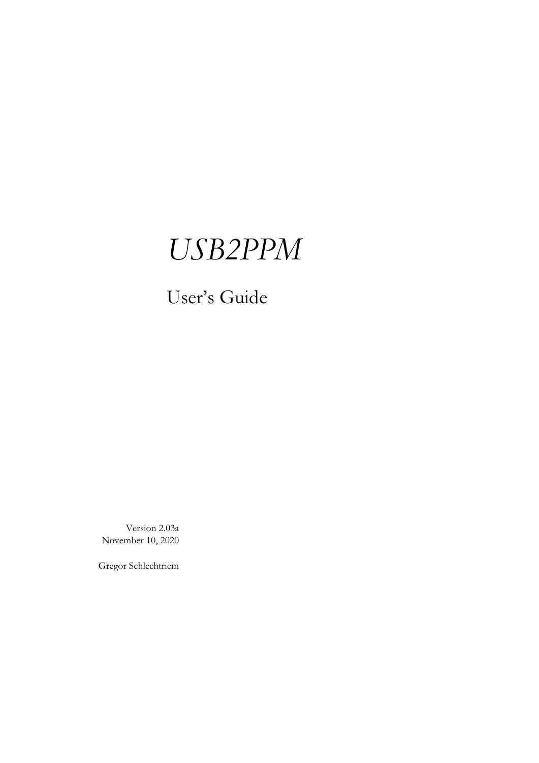# *USB2PPM*

## User's Guide

Version 2.03a
November 10, 2020

Gregor Schlechtriem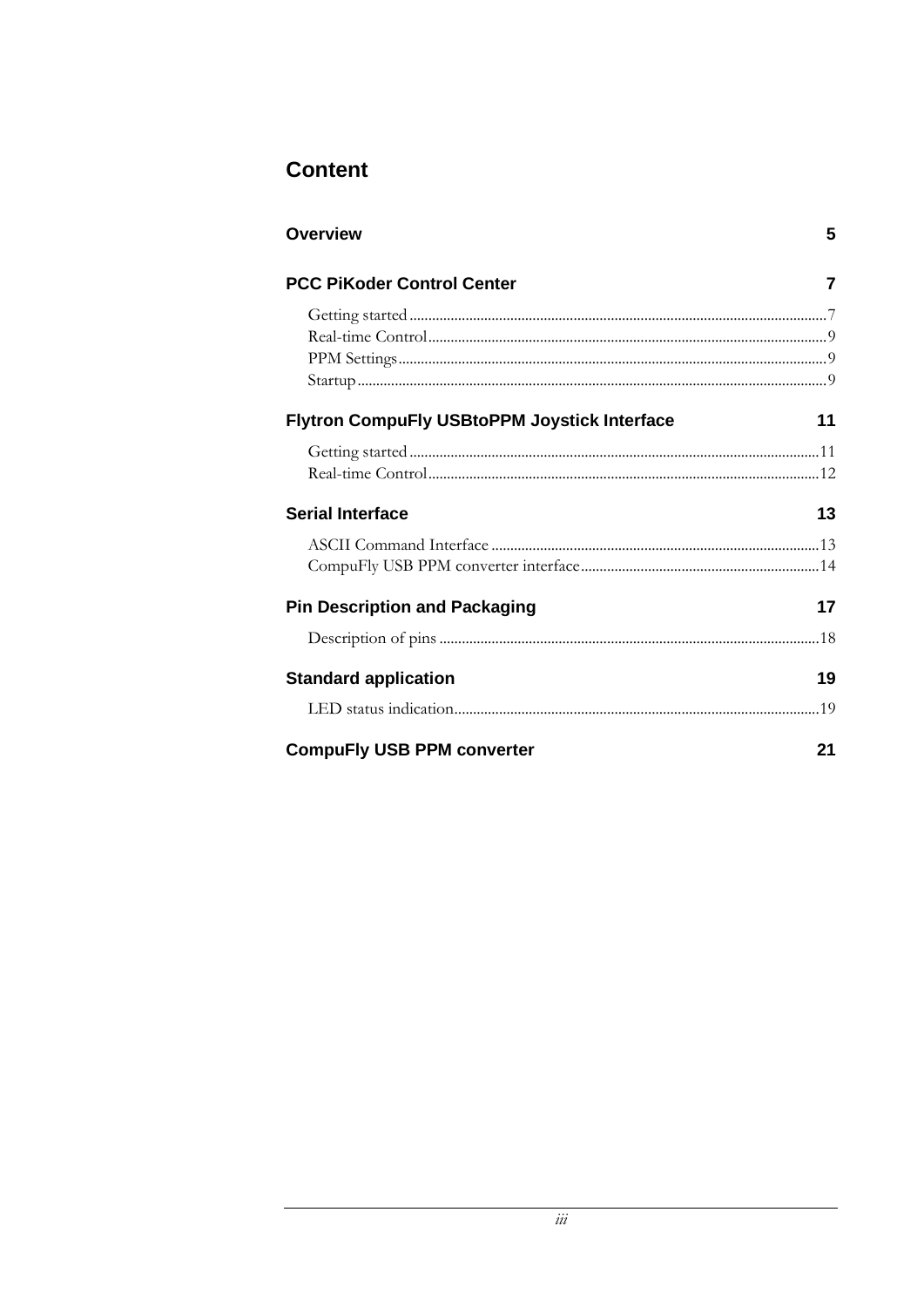# Content

**Overview** 5

**PCC PiKoder Control Center** 7

- Getting started ... 7
- Real-time Control ... 9
- PPM Settings ... 9
- Startup ... 9

**Flytron CompuFly USBtoPPM Joystick Interface** 11

- Getting started ... 11
- Real-time Control ... 12

**Serial Interface** 13

- ASCII Command Interface ... 13
- CompuFly USB PPM converter interface ... 14

**Pin Description and Packaging** 17

- Description of pins ... 18

**Standard application** 19

- LED status indication ... 19

**CompuFly USB PPM converter** 21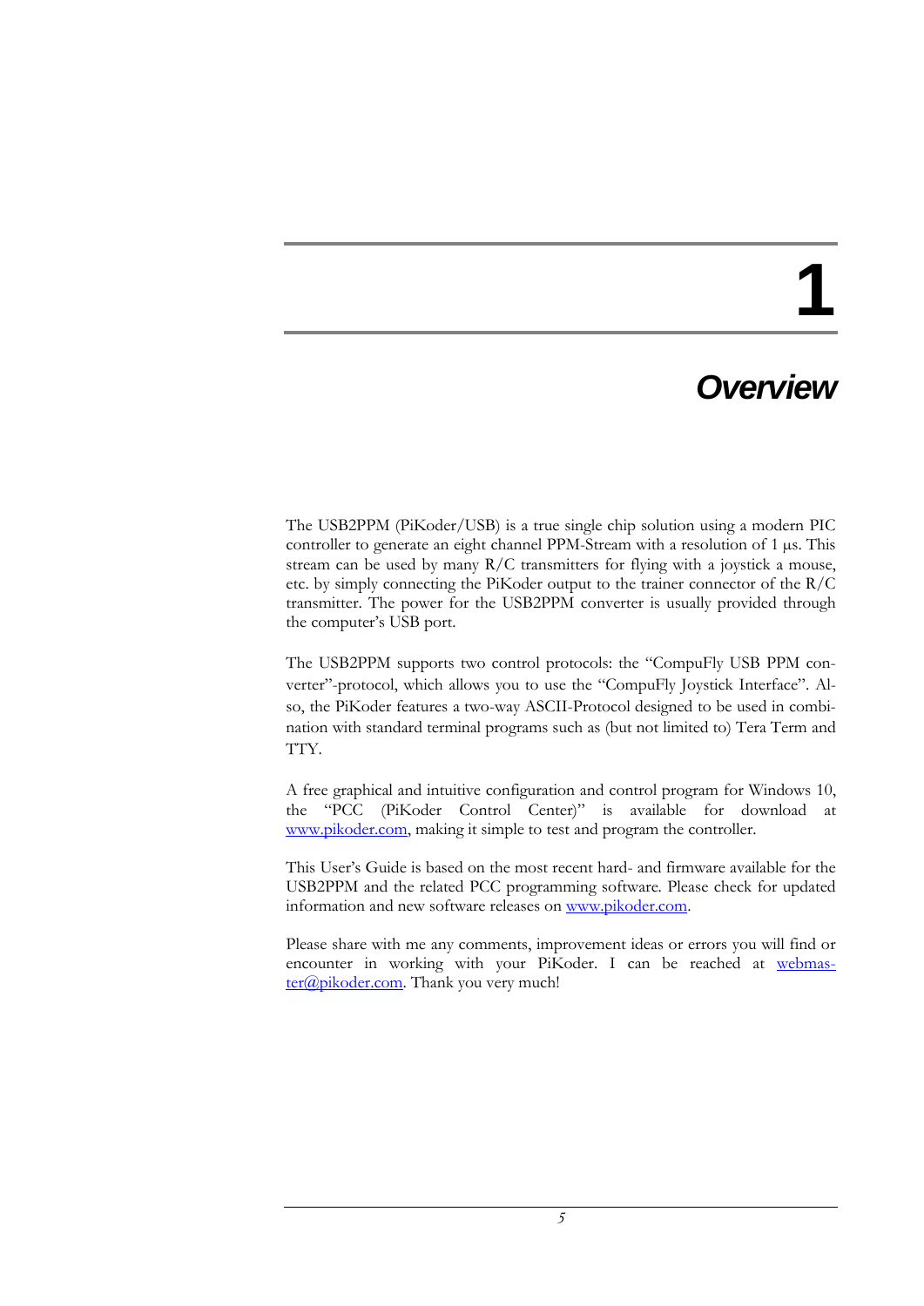# 1 Overview

The USB2PPM (PiKoder/USB) is a true single chip solution using a modern PIC controller to generate an eight channel PPM-Stream with a resolution of 1 µs. This stream can be used by many R/C transmitters for flying with a joystick a mouse, etc. by simply connecting the PiKoder output to the trainer connector of the R/C transmitter. The power for the USB2PPM converter is usually provided through the computer's USB port.

The USB2PPM supports two control protocols: the "CompuFly USB PPM converter"-protocol, which allows you to use the "CompuFly Joystick Interface". Also, the PiKoder features a two-way ASCII-Protocol designed to be used in combination with standard terminal programs such as (but not limited to) Tera Term and TTY.

A free graphical and intuitive configuration and control program for Windows 10, the "PCC (PiKoder Control Center)" is available for download at www.pikoder.com, making it simple to test and program the controller.

This User's Guide is based on the most recent hard- and firmware available for the USB2PPM and the related PCC programming software. Please check for updated information and new software releases on www.pikoder.com.

Please share with me any comments, improvement ideas or errors you will find or encounter in working with your PiKoder. I can be reached at webmaster@pikoder.com. Thank you very much!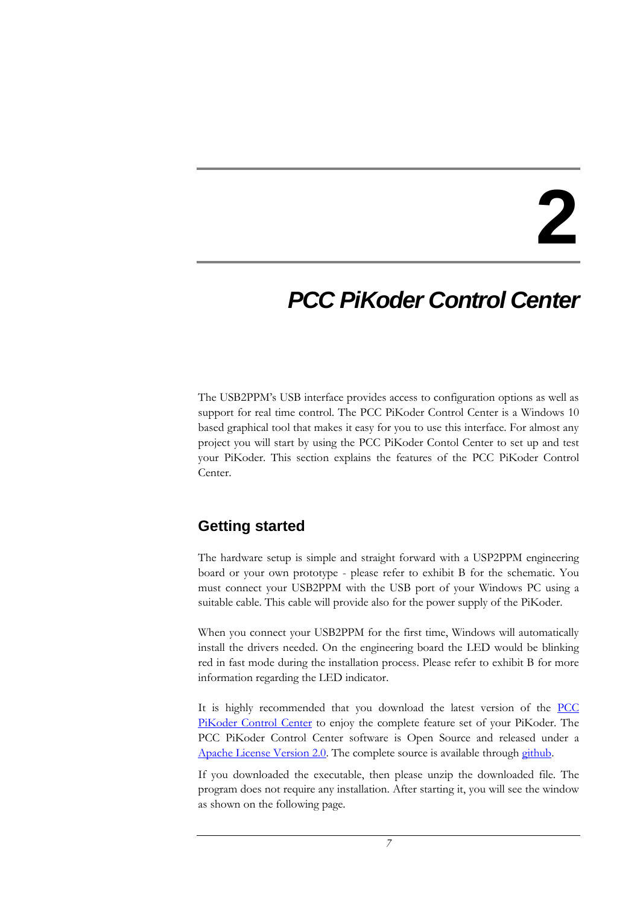# 2

# *PCC PiKoder Control Center*

The USB2PPM's USB interface provides access to configuration options as well as support for real time control. The PCC PiKoder Control Center is a Windows 10 based graphical tool that makes it easy for you to use this interface. For almost any project you will start by using the PCC PiKoder Contol Center to set up and test your PiKoder. This section explains the features of the PCC PiKoder Control Center.

## Getting started

The hardware setup is simple and straight forward with a USP2PPM engineering board or your own prototype - please refer to exhibit B for the schematic. You must connect your USB2PPM with the USB port of your Windows PC using a suitable cable. This cable will provide also for the power supply of the PiKoder.

When you connect your USB2PPM for the first time, Windows will automatically install the drivers needed. On the engineering board the LED would be blinking red in fast mode during the installation process. Please refer to exhibit B for more information regarding the LED indicator.

It is highly recommended that you download the latest version of the PCC PiKoder Control Center to enjoy the complete feature set of your PiKoder. The PCC PiKoder Control Center software is Open Source and released under a Apache License Version 2.0. The complete source is available through github.

If you downloaded the executable, then please unzip the downloaded file. The program does not require any installation. After starting it, you will see the window as shown on the following page.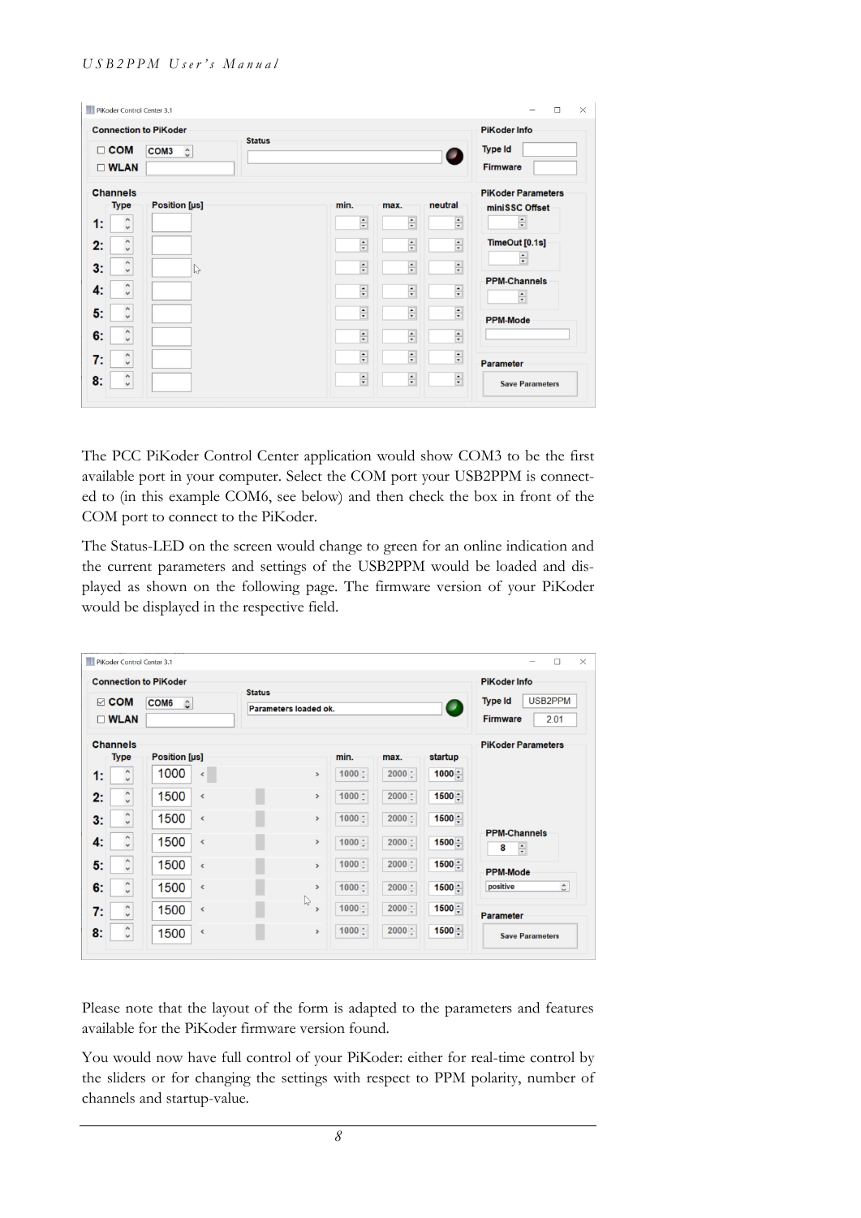The PCC PiKoder Control Center application would show COM3 to be the first available port in your computer. Select the COM port your USB2PPM is connected to (in this example COM6, see below) and then check the box in front of the COM port to connect to the PiKoder.

The Status-LED on the screen would change to green for an online indication and the current parameters and settings of the USB2PPM would be loaded and displayed as shown on the following page. The firmware version of your PiKoder would be displayed in the respective field.

Please note that the layout of the form is adapted to the parameters and features available for the PiKoder firmware version found.

You would now have full control of your PiKoder: either for real-time control by the sliders or for changing the settings with respect to PPM polarity, number of channels and startup-value.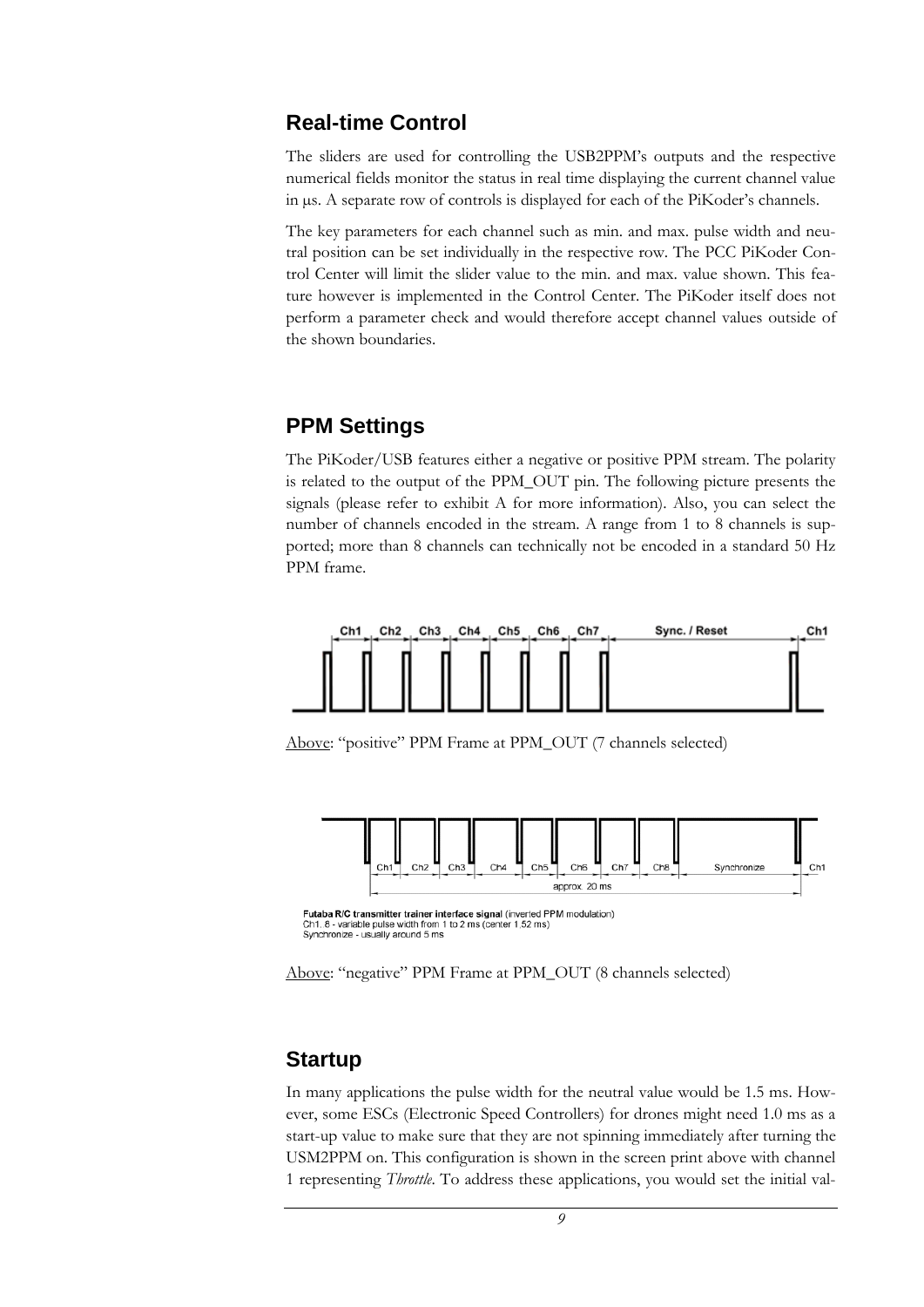## Real-time Control

The sliders are used for controlling the USB2PPM's outputs and the respective numerical fields monitor the status in real time displaying the current channel value in µs. A separate row of controls is displayed for each of the PiKoder's channels.

The key parameters for each channel such as min. and max. pulse width and neutral position can be set individually in the respective row. The PCC PiKoder Control Center will limit the slider value to the min. and max. value shown. This feature however is implemented in the Control Center. The PiKoder itself does not perform a parameter check and would therefore accept channel values outside of the shown boundaries.

## PPM Settings

The PiKoder/USB features either a negative or positive PPM stream. The polarity is related to the output of the PPM_OUT pin. The following picture presents the signals (please refer to exhibit A for more information). Also, you can select the number of channels encoded in the stream. A range from 1 to 8 channels is supported; more than 8 channels can technically not be encoded in a standard 50 Hz PPM frame.

Ch1 Ch2 Ch3 Ch4 Ch5 Ch6 Ch7 Sync. / Reset Ch1

Above: "positive" PPM Frame at PPM_OUT (7 channels selected)

Ch1 Ch2 Ch3 Ch4 Ch5 Ch6 Ch7 Ch8 Synchronize Ch1

approx. 20 ms

**Futaba R/C transmitter trainer interface signal** (inverted PPM modulation)
Ch1..8 - variable pulse width from 1 to 2 ms (center 1.52 ms)
Synchronize - usually around 5 ms

Above: "negative" PPM Frame at PPM_OUT (8 channels selected)

## Startup

In many applications the pulse width for the neutral value would be 1.5 ms. However, some ESCs (Electronic Speed Controllers) for drones might need 1.0 ms as a start-up value to make sure that they are not spinning immediately after turning the USM2PPM on. This configuration is shown in the screen print above with channel 1 representing *Throttle*. To address these applications, you would set the initial val-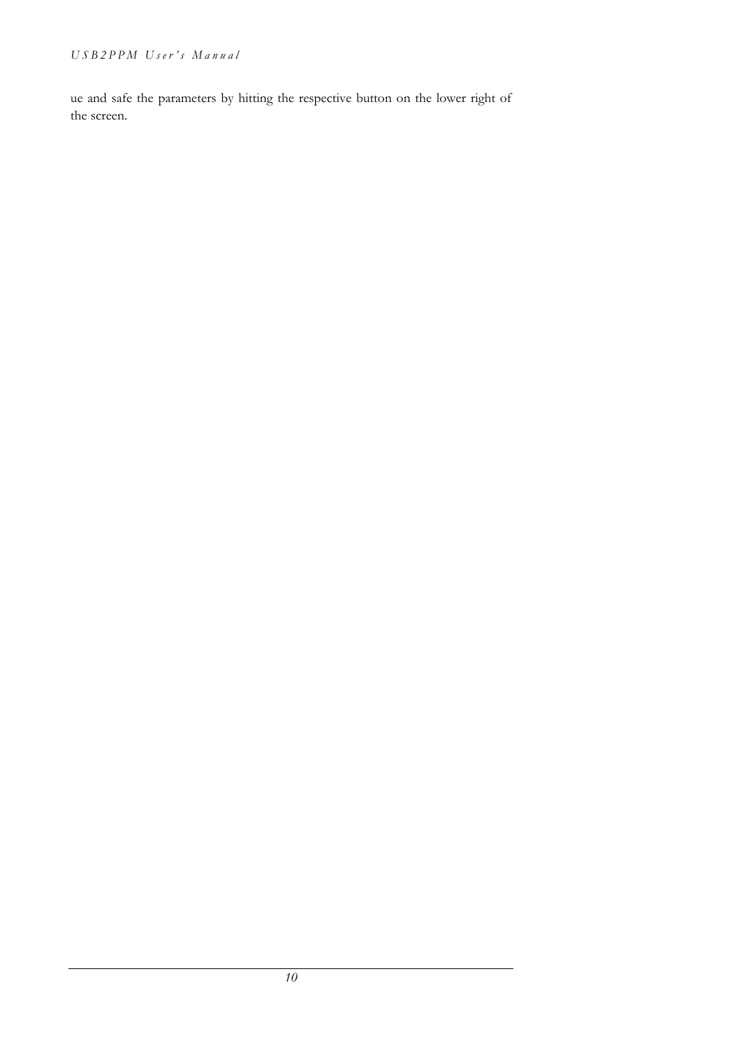ue and safe the parameters by hitting the respective button on the lower right of the screen.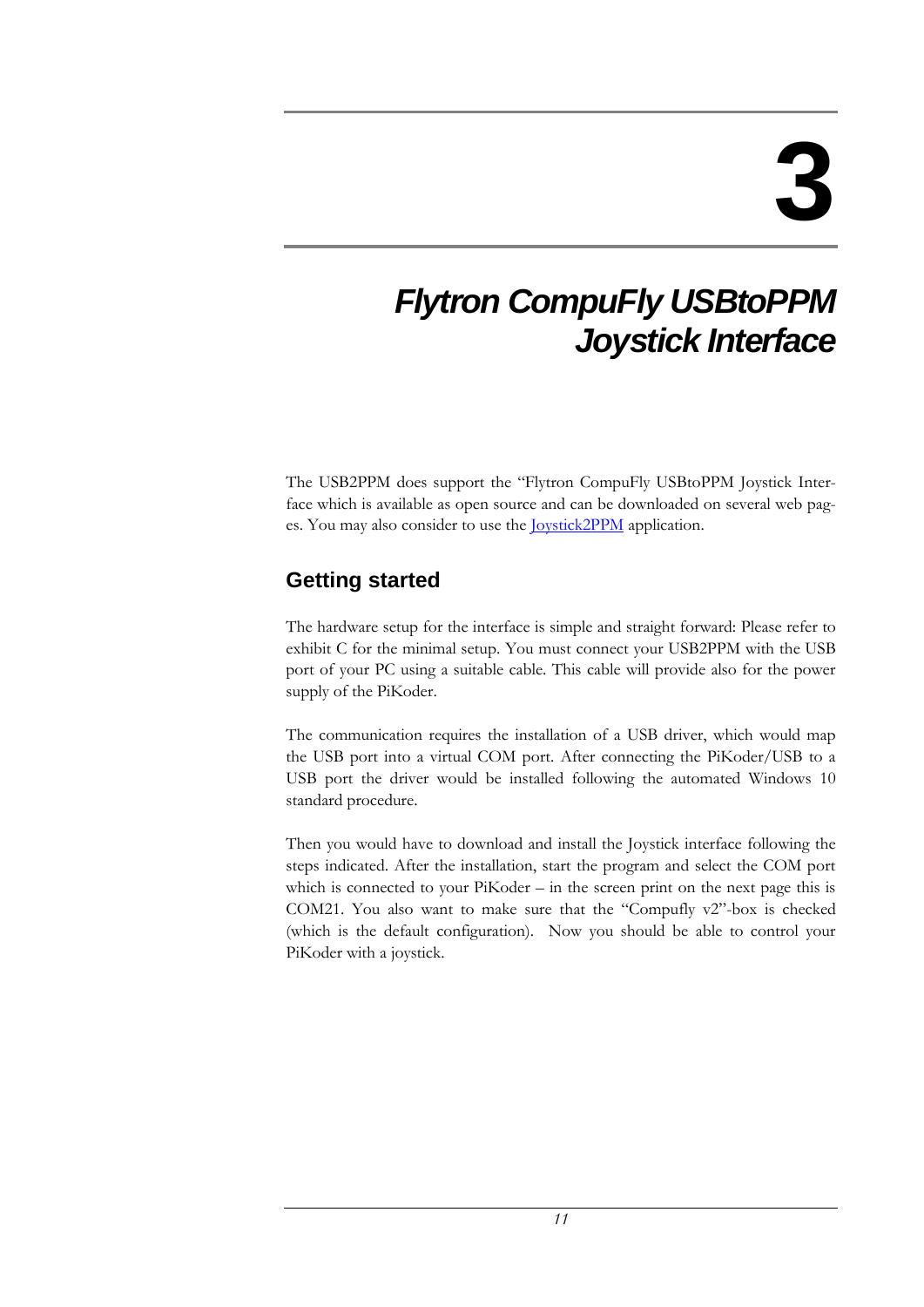# 3

# Flytron CompuFly USBtoPPM Joystick Interface

The USB2PPM does support the "Flytron CompuFly USBtoPPM Joystick Interface which is available as open source and can be downloaded on several web pages. You may also consider to use the Joystick2PPM application.

## Getting started

The hardware setup for the interface is simple and straight forward: Please refer to exhibit C for the minimal setup. You must connect your USB2PPM with the USB port of your PC using a suitable cable. This cable will provide also for the power supply of the PiKoder.

The communication requires the installation of a USB driver, which would map the USB port into a virtual COM port. After connecting the PiKoder/USB to a USB port the driver would be installed following the automated Windows 10 standard procedure.

Then you would have to download and install the Joystick interface following the steps indicated. After the installation, start the program and select the COM port which is connected to your PiKoder – in the screen print on the next page this is COM21. You also want to make sure that the "Compufly v2"-box is checked (which is the default configuration). Now you should be able to control your PiKoder with a joystick.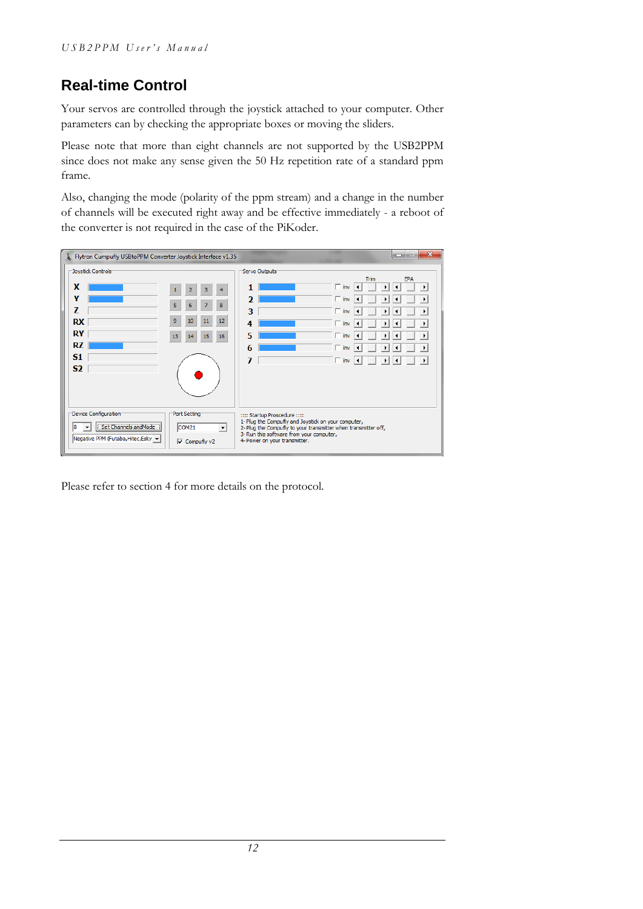## Real-time Control

Your servos are controlled through the joystick attached to your computer. Other parameters can by checking the appropriate boxes or moving the sliders.

Please note that more than eight channels are not supported by the USB2PPM since does not make any sense given the 50 Hz repetition rate of a standard ppm frame.

Also, changing the mode (polarity of the ppm stream) and a change in the number of channels will be executed right away and be effective immediately - a reboot of the converter is not required in the case of the PiKoder.

Please refer to section 4 for more details on the protocol.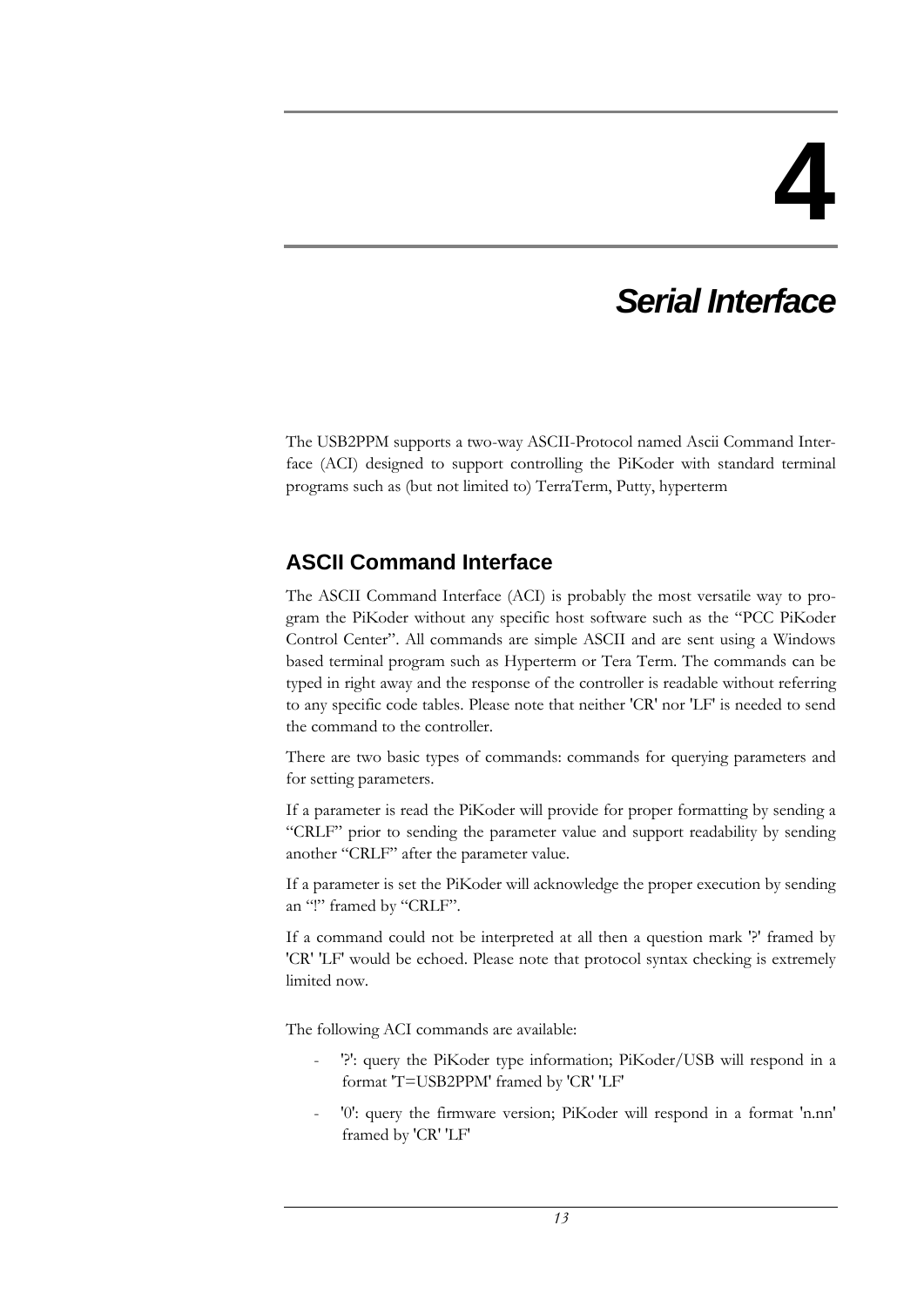# 4

# Serial Interface

The USB2PPM supports a two-way ASCII-Protocol named Ascii Command Interface (ACI) designed to support controlling the PiKoder with standard terminal programs such as (but not limited to) TerraTerm, Putty, hyperterm

## ASCII Command Interface

The ASCII Command Interface (ACI) is probably the most versatile way to program the PiKoder without any specific host software such as the "PCC PiKoder Control Center". All commands are simple ASCII and are sent using a Windows based terminal program such as Hyperterm or Tera Term. The commands can be typed in right away and the response of the controller is readable without referring to any specific code tables. Please note that neither 'CR' nor 'LF' is needed to send the command to the controller.

There are two basic types of commands: commands for querying parameters and for setting parameters.

If a parameter is read the PiKoder will provide for proper formatting by sending a "CRLF" prior to sending the parameter value and support readability by sending another "CRLF" after the parameter value.

If a parameter is set the PiKoder will acknowledge the proper execution by sending an "!" framed by "CRLF".

If a command could not be interpreted at all then a question mark '?' framed by 'CR' 'LF' would be echoed. Please note that protocol syntax checking is extremely limited now.

The following ACI commands are available:

- '?': query the PiKoder type information; PiKoder/USB will respond in a format 'T=USB2PPM' framed by 'CR' 'LF'
- '0': query the firmware version; PiKoder will respond in a format 'n.nn' framed by 'CR' 'LF'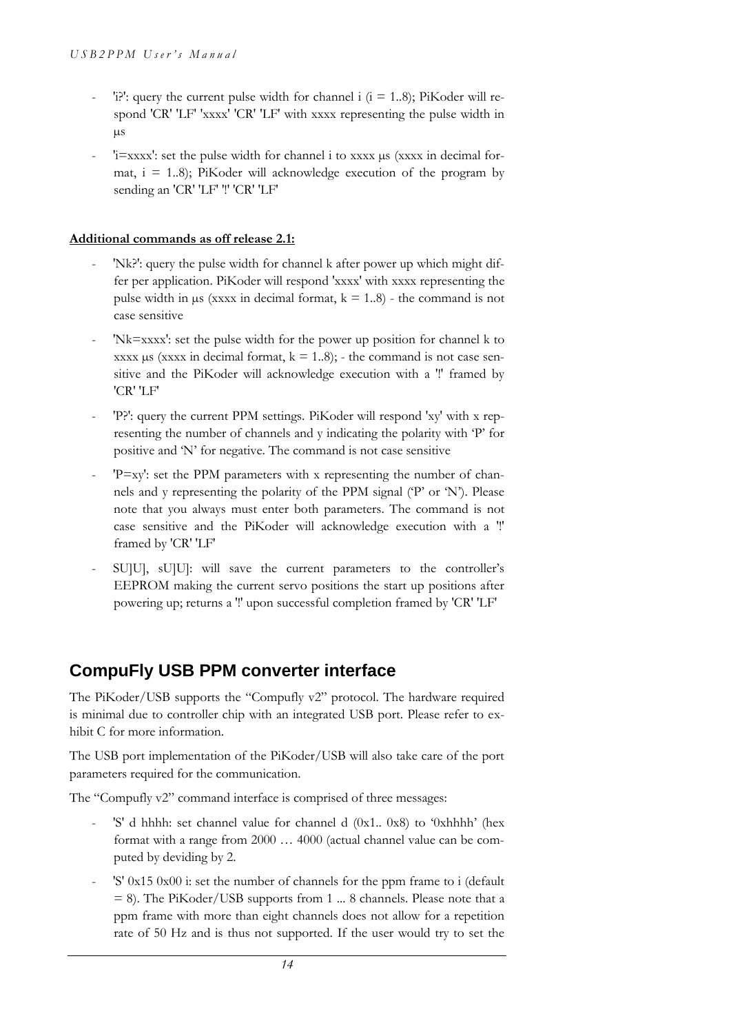- 'i?': query the current pulse width for channel i (i = 1..8); PiKoder will respond 'CR' 'LF' 'xxxx' 'CR' 'LF' with xxxx representing the pulse width in µs
- 'i=xxxx': set the pulse width for channel i to xxxx µs (xxxx in decimal format, i = 1..8); PiKoder will acknowledge execution of the program by sending an 'CR' 'LF' '!' 'CR' 'LF'

**Additional commands as off release 2.1:**

- 'Nk?': query the pulse width for channel k after power up which might differ per application. PiKoder will respond 'xxxx' with xxxx representing the pulse width in µs (xxxx in decimal format, k = 1..8) - the command is not case sensitive
- 'Nk=xxxx': set the pulse width for the power up position for channel k to xxxx µs (xxxx in decimal format, k = 1..8); - the command is not case sensitive and the PiKoder will acknowledge execution with a '!' framed by 'CR' 'LF'
- 'P?': query the current PPM settings. PiKoder will respond 'xy' with x representing the number of channels and y indicating the polarity with 'P' for positive and 'N' for negative. The command is not case sensitive
- 'P=xy': set the PPM parameters with x representing the number of channels and y representing the polarity of the PPM signal ('P' or 'N'). Please note that you always must enter both parameters. The command is not case sensitive and the PiKoder will acknowledge execution with a '!' framed by 'CR' 'LF'
- SU[U], sU[U]: will save the current parameters to the controller's EEPROM making the current servo positions the start up positions after powering up; returns a '!' upon successful completion framed by 'CR' 'LF'

## CompuFly USB PPM converter interface

The PiKoder/USB supports the "Compufly v2" protocol. The hardware required is minimal due to controller chip with an integrated USB port. Please refer to exhibit C for more information.

The USB port implementation of the PiKoder/USB will also take care of the port parameters required for the communication.

The "Compufly v2" command interface is comprised of three messages:

- 'S' d hhhh: set channel value for channel d (0x1.. 0x8) to '0xhhhh' (hex format with a range from 2000 … 4000 (actual channel value can be computed by deviding by 2.
- 'S' 0x15 0x00 i: set the number of channels for the ppm frame to i (default = 8). The PiKoder/USB supports from 1 ... 8 channels. Please note that a ppm frame with more than eight channels does not allow for a repetition rate of 50 Hz and is thus not supported. If the user would try to set the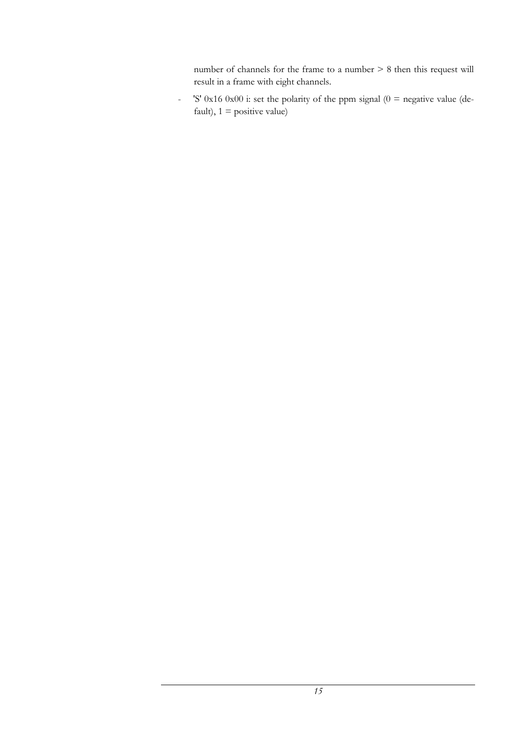number of channels for the frame to a number > 8 then this request will result in a frame with eight channels.

- 'S' 0x16 0x00 i: set the polarity of the ppm signal (0 = negative value (default), 1 = positive value)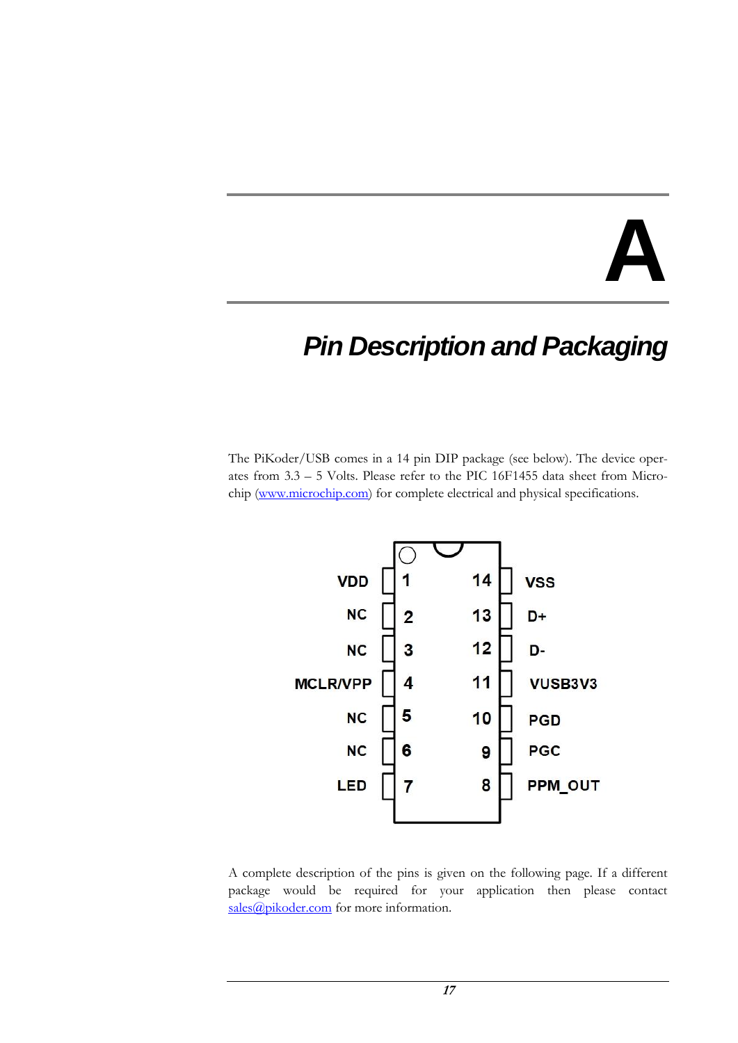# A

## Pin Description and Packaging

The PiKoder/USB comes in a 14 pin DIP package (see below). The device operates from 3.3 – 5 Volts. Please refer to the PIC 16F1455 data sheet from Microchip ([www.microchip.com](http://www.microchip.com)) for complete electrical and physical specifications.

| Signal | Pin | Pin | Signal |
|---|---|---|---|
| VDD | 1 | 14 | VSS |
| NC | 2 | 13 | D+ |
| NC | 3 | 12 | D- |
| MCLR/VPP | 4 | 11 | VUSB3V3 |
| NC | 5 | 10 | PGD |
| NC | 6 | 9 | PGC |
| LED | 7 | 8 | PPM_OUT |

A complete description of the pins is given on the following page. If a different package would be required for your application then please contact [sales@pikoder.com](mailto:sales@pikoder.com) for more information.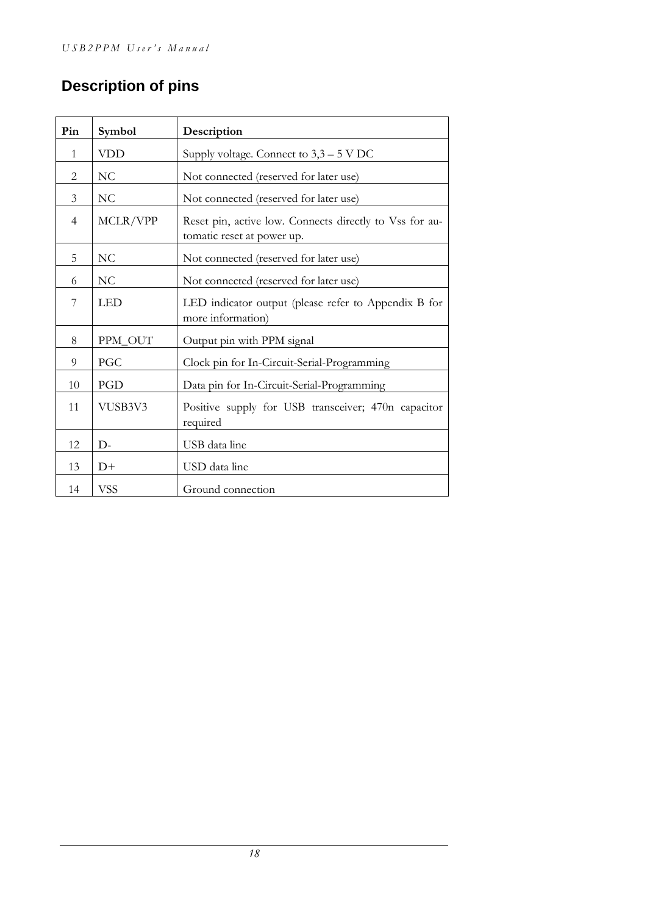## Description of pins

| Pin | Symbol | Description |
| --- | --- | --- |
| 1 | VDD | Supply voltage. Connect to 3,3 – 5 V DC |
| 2 | NC | Not connected (reserved for later use) |
| 3 | NC | Not connected (reserved for later use) |
| 4 | MCLR/VPP | Reset pin, active low. Connects directly to Vss for automatic reset at power up. |
| 5 | NC | Not connected (reserved for later use) |
| 6 | NC | Not connected (reserved for later use) |
| 7 | LED | LED indicator output (please refer to Appendix B for more information) |
| 8 | PPM_OUT | Output pin with PPM signal |
| 9 | PGC | Clock pin for In-Circuit-Serial-Programming |
| 10 | PGD | Data pin for In-Circuit-Serial-Programming |
| 11 | VUSB3V3 | Positive supply for USB transceiver; 470n capacitor required |
| 12 | D- | USB data line |
| 13 | D+ | USD data line |
| 14 | VSS | Ground connection |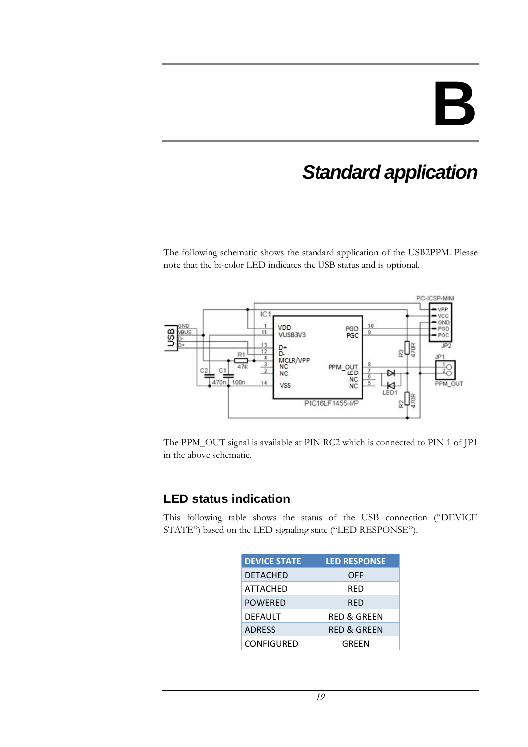# B

# *Standard application*

The following schematic shows the standard application of the USB2PPM. Please note that the bi-color LED indicates the USB status and is optional.

The PPM_OUT signal is available at PIN RC2 which is connected to PIN 1 of JP1 in the above schematic.

## LED status indication

This following table shows the status of the USB connection ("DEVICE STATE") based on the LED signaling state ("LED RESPONSE").

| DEVICE STATE | LED RESPONSE |
|---|---|
| DETACHED | OFF |
| ATTACHED | RED |
| POWERED | RED |
| DEFAULT | RED & GREEN |
| ADRESS | RED & GREEN |
| CONFIGURED | GREEN |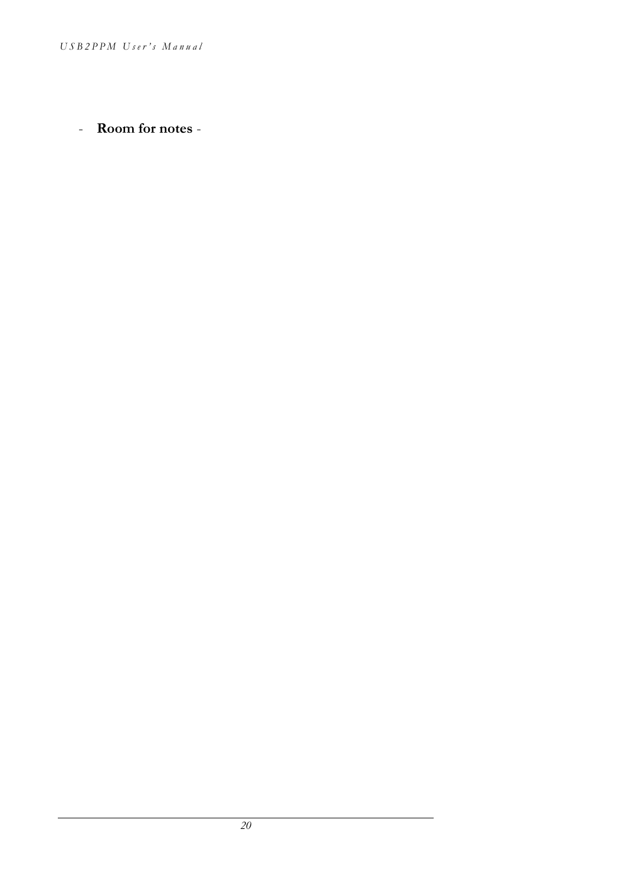- **Room for notes** -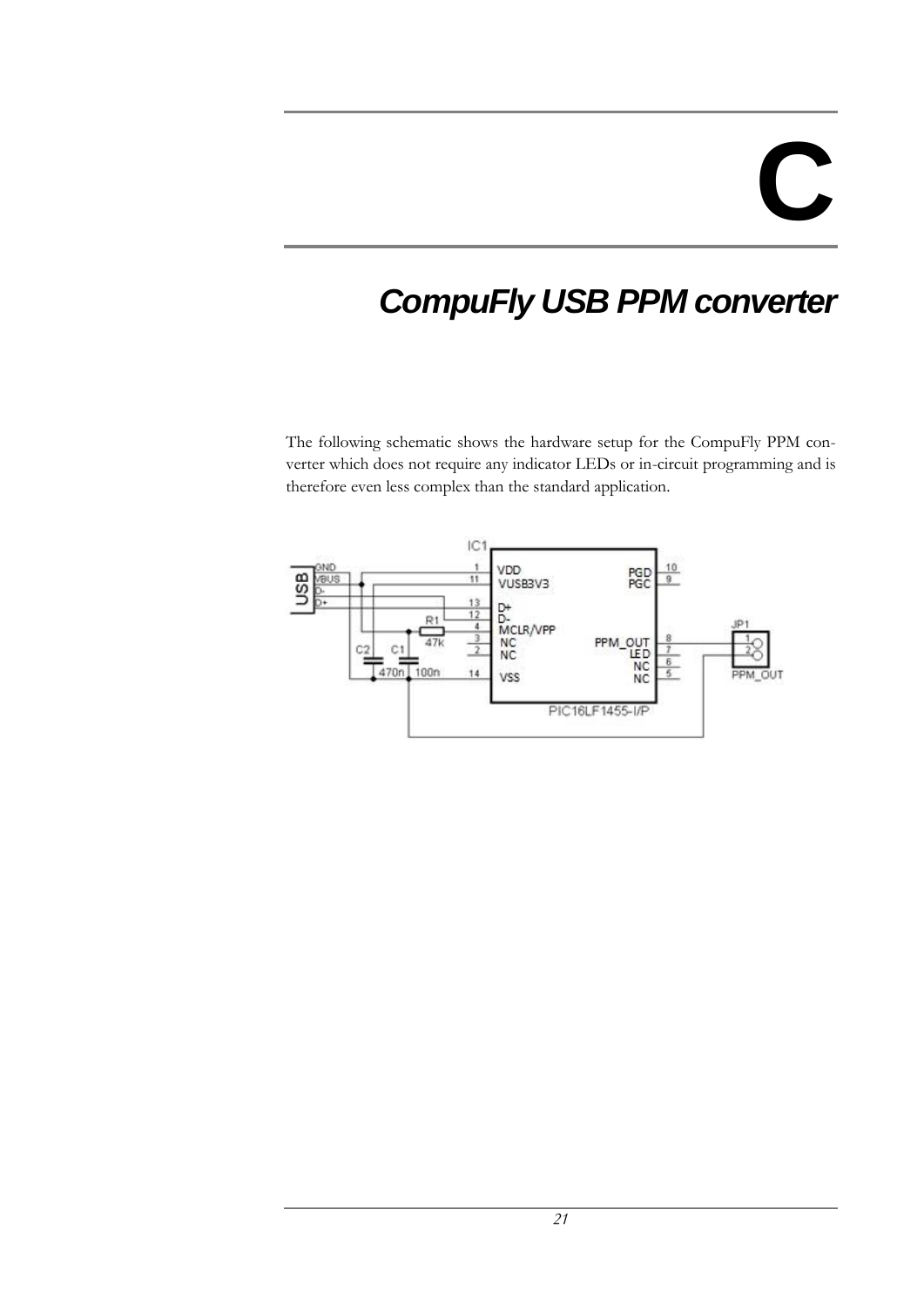# C

## *CompuFly USB PPM converter*

The following schematic shows the hardware setup for the CompuFly PPM converter which does not require any indicator LEDs or in-circuit programming and is therefore even less complex than the standard application.